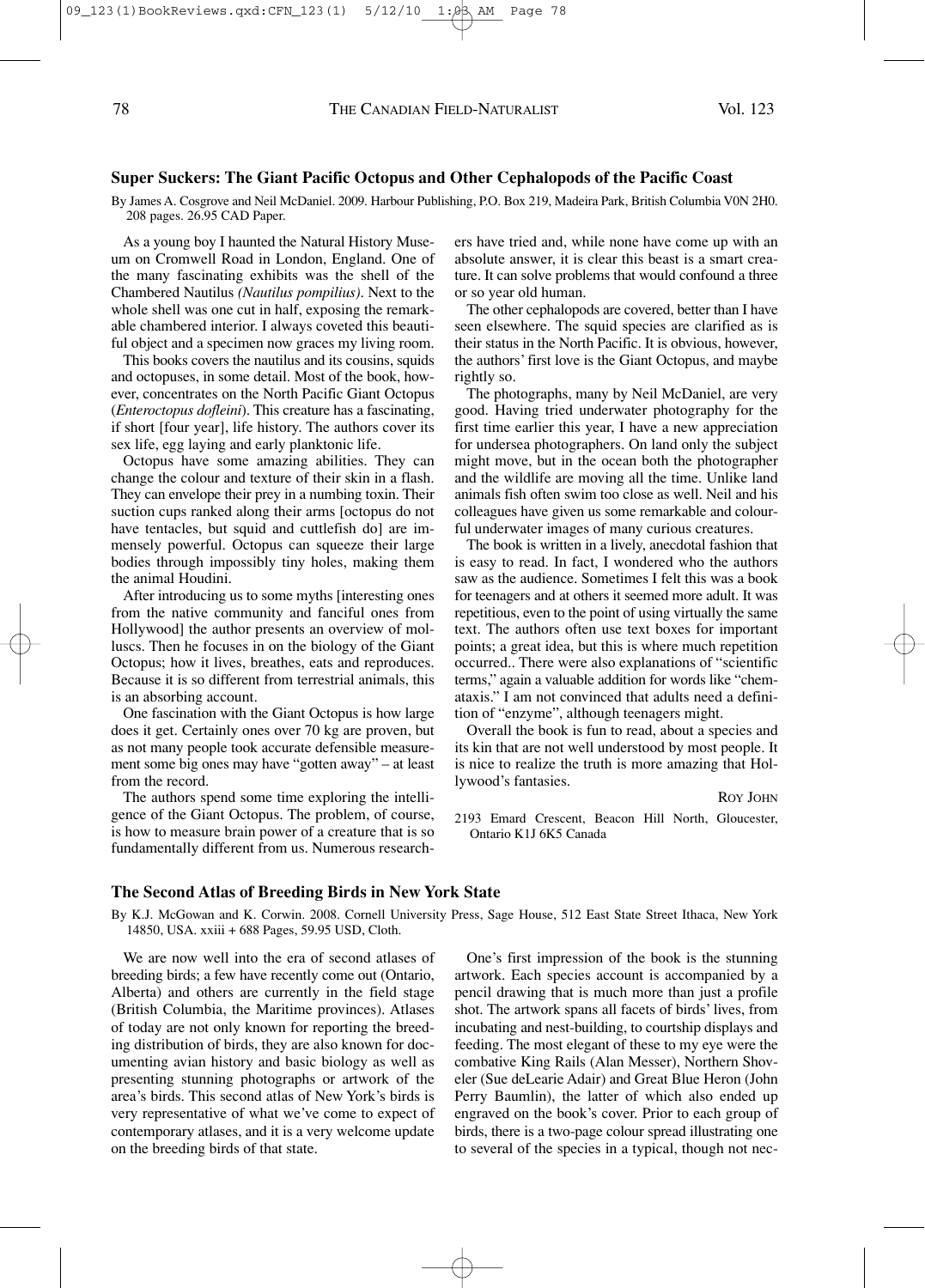## Super Suckers: The Giant Pacific Octopus and Other Cephalopods of the Pacific Coast

By James A. Cosgrove and Neil McDaniel. 2009. Harbour Publishing, P.O. Box 219, Madeira Park, British Columbia V0N 2H0. 208 pages. 26.95 CAD Paper.

As a young boy I haunted the Natural History Museum on Cromwell Road in London, England. One of the many fascinating exhibits was the shell of the Chambered Nautilus *(Nautilus pompilius)*. Next to the whole shell was one cut in half, exposing the remarkable chambered interior. I always coveted this beautiful object and a specimen now graces my living room.

This books covers the nautilus and its cousins, squids and octopuses, in some detail. Most of the book, however, concentrates on the North Pacific Giant Octopus (*Enteroctopus dofleini*). This creature has a fascinating, if short [four year], life history. The authors cover its sex life, egg laying and early planktonic life.

Octopus have some amazing abilities. They can change the colour and texture of their skin in a flash. They can envelope their prey in a numbing toxin. Their suction cups ranked along their arms [octopus do not have tentacles, but squid and cuttlefish do] are immensely powerful. Octopus can squeeze their large bodies through impossibly tiny holes, making them the animal Houdini.

After introducing us to some myths [interesting ones from the native community and fanciful ones from Hollywood] the author presents an overview of molluscs. Then he focuses in on the biology of the Giant Octopus; how it lives, breathes, eats and reproduces. Because it is so different from terrestrial animals, this is an absorbing account.

One fascination with the Giant Octopus is how large does it get. Certainly ones over 70 kg are proven, but as not many people took accurate defensible measurement some big ones may have "gotten away" – at least from the record.

The authors spend some time exploring the intelligence of the Giant Octopus. The problem, of course, is how to measure brain power of a creature that is so fundamentally different from us. Numerous researchers have tried and, while none have come up with an absolute answer, it is clear this beast is a smart creature. It can solve problems that would confound a three or so year old human.

The other cephalopods are covered, better than I have seen elsewhere. The squid species are clarified as is their status in the North Pacific. It is obvious, however, the authors' first love is the Giant Octopus, and maybe rightly so.

The photographs, many by Neil McDaniel, are very good. Having tried underwater photography for the first time earlier this year, I have a new appreciation for undersea photographers. On land only the subject might move, but in the ocean both the photographer and the wildlife are moving all the time. Unlike land animals fish often swim too close as well. Neil and his colleagues have given us some remarkable and colourful underwater images of many curious creatures.

The book is written in a lively, anecdotal fashion that is easy to read. In fact, I wondered who the authors saw as the audience. Sometimes I felt this was a book for teenagers and at others it seemed more adult. It was repetitious, even to the point of using virtually the same text. The authors often use text boxes for important points; a great idea, but this is where much repetition occurred.. There were also explanations of "scientific terms," again a valuable addition for words like "chemataxis." I am not convinced that adults need a definition of "enzyme", although teenagers might.

Overall the book is fun to read, about a species and its kin that are not well understood by most people. It is nice to realize the truth is more amazing that Hollywood's fantasies.

ROY JOHN

2193 Emard Crescent, Beacon Hill North, Gloucester, Ontario K1J 6K5 Canada

## The Second Atlas of Breeding Birds in New York State

By K.J. McGowan and K. Corwin. 2008. Cornell University Press, Sage House, 512 East State Street Ithaca, New York 14850, USA. xxiii + 688 Pages, 59.95 USD, Cloth.

We are now well into the era of second atlases of breeding birds; a few have recently come out (Ontario, Alberta) and others are currently in the field stage (British Columbia, the Maritime provinces). Atlases of today are not only known for reporting the breeding distribution of birds, they are also known for documenting avian history and basic biology as well as presenting stunning photographs or artwork of the area's birds. This second atlas of New York's birds is very representative of what we've come to expect of contemporary atlases, and it is a very welcome update on the breeding birds of that state.

One's first impression of the book is the stunning artwork. Each species account is accompanied by a pencil drawing that is much more than just a profile shot. The artwork spans all facets of birds' lives, from incubating and nest-building, to courtship displays and feeding. The most elegant of these to my eye were the combative King Rails (Alan Messer), Northern Shoveler (Sue deLearie Adair) and Great Blue Heron (John Perry Baumlin), the latter of which also ended up engraved on the book's cover. Prior to each group of birds, there is a two-page colour spread illustrating one to several of the species in a typical, though not nec-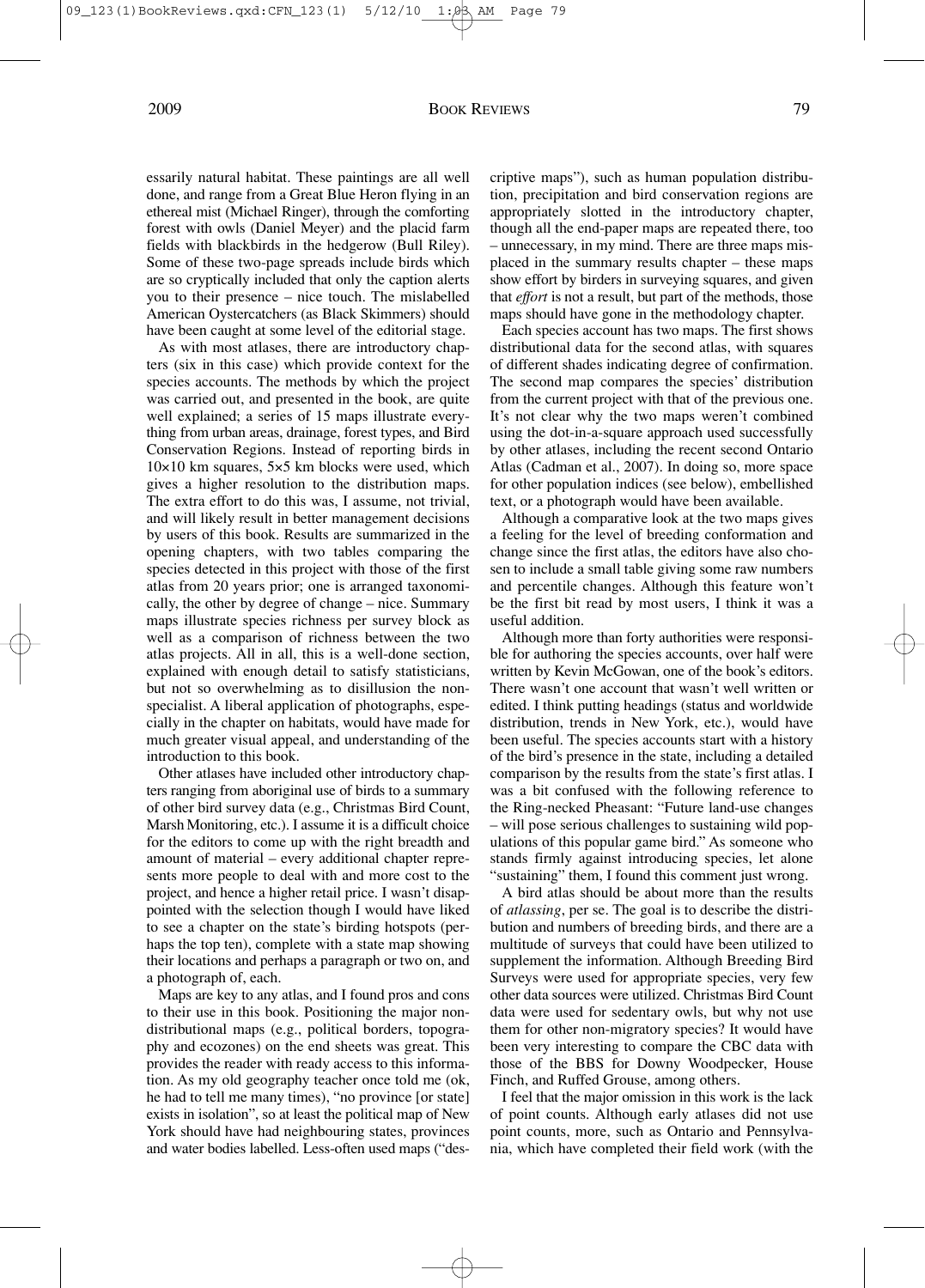essarily natural habitat. These paintings are all well done, and range from a Great Blue Heron flying in an ethereal mist (Michael Ringer), through the comforting forest with owls (Daniel Meyer) and the placid farm fields with blackbirds in the hedgerow (Bull Riley). Some of these two-page spreads include birds which are so cryptically included that only the caption alerts you to their presence – nice touch. The mislabelled American Oystercatchers (as Black Skimmers) should have been caught at some level of the editorial stage.

As with most atlases, there are introductory chapters (six in this case) which provide context for the species accounts. The methods by which the project was carried out, and presented in the book, are quite well explained; a series of 15 maps illustrate everything from urban areas, drainage, forest types, and Bird Conservation Regions. Instead of reporting birds in 10×10 km squares, 5×5 km blocks were used, which gives a higher resolution to the distribution maps. The extra effort to do this was, I assume, not trivial, and will likely result in better management decisions by users of this book. Results are summarized in the opening chapters, with two tables comparing the species detected in this project with those of the first atlas from 20 years prior; one is arranged taxonomically, the other by degree of change – nice. Summary maps illustrate species richness per survey block as well as a comparison of richness between the two atlas projects. All in all, this is a well-done section, explained with enough detail to satisfy statisticians, but not so overwhelming as to disillusion the non-specialist. A liberal application of photographs, especially in the chapter on habitats, would have made for much greater visual appeal, and understanding of the introduction to this book.

Other atlases have included other introductory chapters ranging from aboriginal use of birds to a summary of other bird survey data (e.g., Christmas Bird Count, Marsh Monitoring, etc.). I assume it is a difficult choice for the editors to come up with the right breadth and amount of material – every additional chapter represents more people to deal with and more cost to the project, and hence a higher retail price. I wasn't disappointed with the selection though I would have liked to see a chapter on the state's birding hotspots (perhaps the top ten), complete with a state map showing their locations and perhaps a paragraph or two on, and a photograph of, each.

Maps are key to any atlas, and I found pros and cons to their use in this book. Positioning the major non-distributional maps (e.g., political borders, topography and ecozones) on the end sheets was great. This provides the reader with ready access to this information. As my old geography teacher once told me (ok, he had to tell me many times), "no province [or state] exists in isolation", so at least the political map of New York should have had neighbouring states, provinces and water bodies labelled. Less-often used maps ("descriptive maps"), such as human population distribution, precipitation and bird conservation regions are appropriately slotted in the introductory chapter, though all the end-paper maps are repeated there, too – unnecessary, in my mind. There are three maps misplaced in the summary results chapter – these maps show effort by birders in surveying squares, and given that *effort* is not a result, but part of the methods, those maps should have gone in the methodology chapter.

Each species account has two maps. The first shows distributional data for the second atlas, with squares of different shades indicating degree of confirmation. The second map compares the species' distribution from the current project with that of the previous one. It's not clear why the two maps weren't combined using the dot-in-a-square approach used successfully by other atlases, including the recent second Ontario Atlas (Cadman et al., 2007). In doing so, more space for other population indices (see below), embellished text, or a photograph would have been available.

Although a comparative look at the two maps gives a feeling for the level of breeding conformation and change since the first atlas, the editors have also chosen to include a small table giving some raw numbers and percentile changes. Although this feature won't be the first bit read by most users, I think it was a useful addition.

Although more than forty authorities were responsible for authoring the species accounts, over half were written by Kevin McGowan, one of the book's editors. There wasn't one account that wasn't well written or edited. I think putting headings (status and worldwide distribution, trends in New York, etc.), would have been useful. The species accounts start with a history of the bird's presence in the state, including a detailed comparison by the results from the state's first atlas. I was a bit confused with the following reference to the Ring-necked Pheasant: "Future land-use changes – will pose serious challenges to sustaining wild populations of this popular game bird." As someone who stands firmly against introducing species, let alone "sustaining" them, I found this comment just wrong.

A bird atlas should be about more than the results of *atlassing*, per se. The goal is to describe the distribution and numbers of breeding birds, and there are a multitude of surveys that could have been utilized to supplement the information. Although Breeding Bird Surveys were used for appropriate species, very few other data sources were utilized. Christmas Bird Count data were used for sedentary owls, but why not use them for other non-migratory species? It would have been very interesting to compare the CBC data with those of the BBS for Downy Woodpecker, House Finch, and Ruffed Grouse, among others.

I feel that the major omission in this work is the lack of point counts. Although early atlases did not use point counts, more, such as Ontario and Pennsylvania, which have completed their field work (with the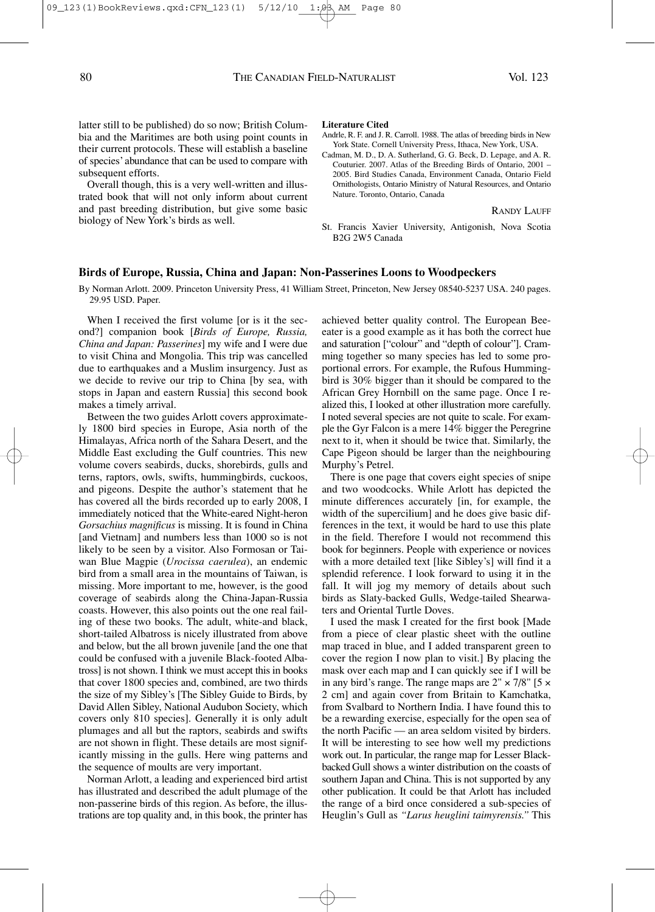latter still to be published) do so now; British Columbia and the Maritimes are both using point counts in their current protocols. These will establish a baseline of species' abundance that can be used to compare with subsequent efforts.

Overall though, this is a very well-written and illustrated book that will not only inform about current and past breeding distribution, but give some basic biology of New York's birds as well.

**Literature Cited**

Andrle, R. F. and J. R. Carroll. 1988. The atlas of breeding birds in New York State. Cornell University Press, Ithaca, New York, USA.

Cadman, M. D., D. A. Sutherland, G. G. Beck, D. Lepage, and A. R. Couturier. 2007. Atlas of the Breeding Birds of Ontario, 2001 – 2005. Bird Studies Canada, Environment Canada, Ontario Field Ornithologists, Ontario Ministry of Natural Resources, and Ontario Nature. Toronto, Ontario, Canada

RANDY LAUFF

St. Francis Xavier University, Antigonish, Nova Scotia B2G 2W5 Canada

## Birds of Europe, Russia, China and Japan: Non-Passerines Loons to Woodpeckers

By Norman Arlott. 2009. Princeton University Press, 41 William Street, Princeton, New Jersey 08540-5237 USA. 240 pages. 29.95 USD. Paper.

When I received the first volume [or is it the second?] companion book [*Birds of Europe, Russia, China and Japan: Passerines*] my wife and I were due to visit China and Mongolia. This trip was cancelled due to earthquakes and a Muslim insurgency. Just as we decide to revive our trip to China [by sea, with stops in Japan and eastern Russia] this second book makes a timely arrival.

Between the two guides Arlott covers approximately 1800 bird species in Europe, Asia north of the Himalayas, Africa north of the Sahara Desert, and the Middle East excluding the Gulf countries. This new volume covers seabirds, ducks, shorebirds, gulls and terns, raptors, owls, swifts, hummingbirds, cuckoos, and pigeons. Despite the author's statement that he has covered all the birds recorded up to early 2008, I immediately noticed that the White-eared Night-heron *Gorsachius magnificus* is missing. It is found in China [and Vietnam] and numbers less than 1000 so is not likely to be seen by a visitor. Also Formosan or Taiwan Blue Magpie (*Urocissa caerulea*), an endemic bird from a small area in the mountains of Taiwan, is missing. More important to me, however, is the good coverage of seabirds along the China-Japan-Russia coasts. However, this also points out the one real failing of these two books. The adult, white-and black, short-tailed Albatross is nicely illustrated from above and below, but the all brown juvenile [and the one that could be confused with a juvenile Black-footed Albatross] is not shown. I think we must accept this in books that cover 1800 species and, combined, are two thirds the size of my Sibley's [The Sibley Guide to Birds, by David Allen Sibley, National Audubon Society, which covers only 810 species]. Generally it is only adult plumages and all but the raptors, seabirds and swifts are not shown in flight. These details are most significantly missing in the gulls. Here wing patterns and the sequence of moults are very important.

Norman Arlott, a leading and experienced bird artist has illustrated and described the adult plumage of the non-passerine birds of this region. As before, the illustrations are top quality and, in this book, the printer has achieved better quality control. The European Bee-eater is a good example as it has both the correct hue and saturation ["colour" and "depth of colour"]. Cramming together so many species has led to some proportional errors. For example, the Rufous Hummingbird is 30% bigger than it should be compared to the African Grey Hornbill on the same page. Once I realized this, I looked at other illustration more carefully. I noted several species are not quite to scale. For example the Gyr Falcon is a mere 14% bigger the Peregrine next to it, when it should be twice that. Similarly, the Cape Pigeon should be larger than the neighbouring Murphy's Petrel.

There is one page that covers eight species of snipe and two woodcocks. While Arlott has depicted the minute differences accurately [in, for example, the width of the supercilium] and he does give basic differences in the text, it would be hard to use this plate in the field. Therefore I would not recommend this book for beginners. People with experience or novices with a more detailed text [like Sibley's] will find it a splendid reference. I look forward to using it in the fall. It will jog my memory of details about such birds as Slaty-backed Gulls, Wedge-tailed Shearwaters and Oriental Turtle Doves.

I used the mask I created for the first book [Made from a piece of clear plastic sheet with the outline map traced in blue, and I added transparent green to cover the region I now plan to visit.] By placing the mask over each map and I can quickly see if I will be in any bird's range. The range maps are 2" × 7/8" [5 × 2 cm] and again cover from Britain to Kamchatka, from Svalbard to Northern India. I have found this to be a rewarding exercise, especially for the open sea of the north Pacific — an area seldom visited by birders. It will be interesting to see how well my predictions work out. In particular, the range map for Lesser Black-backed Gull shows a winter distribution on the coasts of southern Japan and China. This is not supported by any other publication. It could be that Arlott has included the range of a bird once considered a sub-species of Heuglin's Gull as *"Larus heuglini taimyrensis."* This